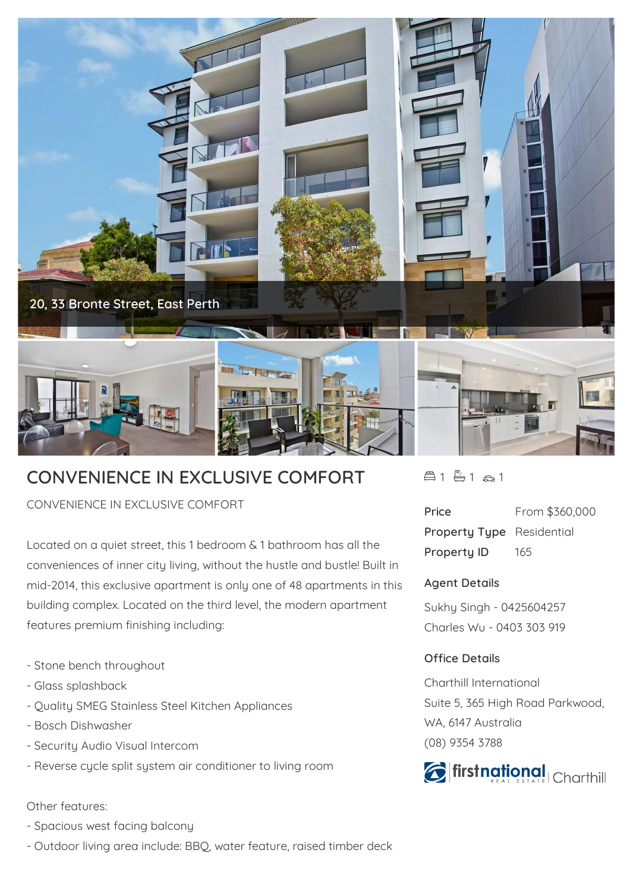20, 33 Bronte Street, East Perth

# CONVENIENCE IN EXCLUSIVE COMFORT

1 bed 1 bath 1 car

CONVENIENCE IN EXCLUSIVE COMFORT

Located on a quiet street, this 1 bedroom & 1 bathroom has all the conveniences of inner city living, without the hustle and bustle! Built in mid-2014, this exclusive apartment is only one of 48 apartments in this building complex. Located on the third level, the modern apartment features premium finishing including:

- Stone bench throughout
- Glass splashback
- Quality SMEG Stainless Steel Kitchen Appliances
- Bosch Dishwasher
- Security Audio Visual Intercom
- Reverse cycle split system air conditioner to living room

Other features:

- Spacious west facing balcony
- Outdoor living area include: BBQ, water feature, raised timber deck

| | |
|---|---|
| Price | From $360,000 |
| Property Type | Residential |
| Property ID | 165 |

### Agent Details

Sukhy Singh - 0425604257

Charles Wu - 0403 303 919

### Office Details

Charthill International

Suite 5, 365 High Road Parkwood, WA, 6147 Australia

(08) 9354 3788

firstnational REAL ESTATE | Charthill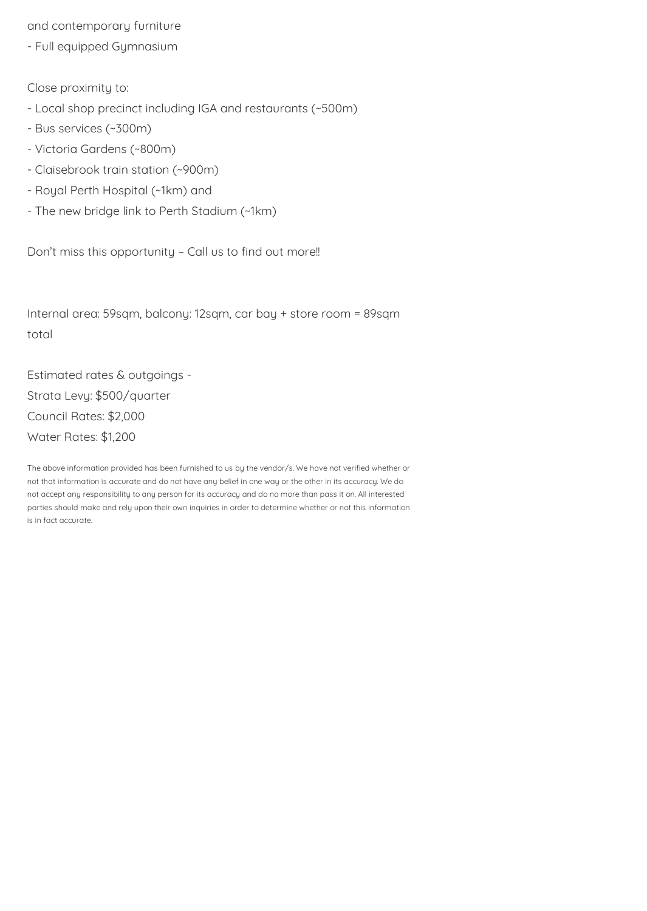and contemporary furniture
- Full equipped Gymnasium

Close proximity to:
- Local shop precinct including IGA and restaurants (~500m)
- Bus services (~300m)
- Victoria Gardens (~800m)
- Claisebrook train station (~900m)
- Royal Perth Hospital (~1km) and
- The new bridge link to Perth Stadium (~1km)

Don't miss this opportunity – Call us to find out more!!

Internal area: 59sqm, balcony: 12sqm, car bay + store room = 89sqm total

Estimated rates & outgoings -
Strata Levy: $500/quarter
Council Rates: $2,000
Water Rates: $1,200

The above information provided has been furnished to us by the vendor/s. We have not verified whether or not that information is accurate and do not have any belief in one way or the other in its accuracy. We do not accept any responsibility to any person for its accuracy and do no more than pass it on. All interested parties should make and rely upon their own inquiries in order to determine whether or not this information is in fact accurate.